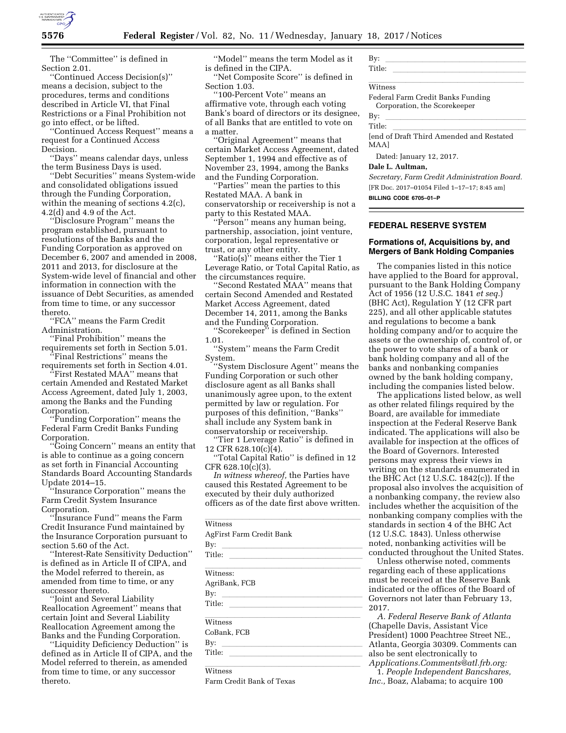The ''Committee'' is defined in Section 2.01.

''Continued Access Decision(s)'' means a decision, subject to the procedures, terms and conditions described in Article VI, that Final Restrictions or a Final Prohibition not go into effect, or be lifted.

''Continued Access Request'' means a request for a Continued Access Decision.

''Days'' means calendar days, unless the term Business Days is used.

''Debt Securities'' means System-wide and consolidated obligations issued through the Funding Corporation, within the meaning of sections 4.2(c), 4.2(d) and 4.9 of the Act.

''Disclosure Program'' means the program established, pursuant to resolutions of the Banks and the Funding Corporation as approved on December 6, 2007 and amended in 2008, 2011 and 2013, for disclosure at the System-wide level of financial and other information in connection with the issuance of Debt Securities, as amended from time to time, or any successor thereto.

''FCA'' means the Farm Credit Administration.

''Final Prohibition'' means the requirements set forth in Section 5.01.

''Final Restrictions'' means the requirements set forth in Section 4.01.

''First Restated MAA'' means that certain Amended and Restated Market Access Agreement, dated July 1, 2003, among the Banks and the Funding Corporation.

''Funding Corporation'' means the Federal Farm Credit Banks Funding Corporation.

''Going Concern'' means an entity that is able to continue as a going concern as set forth in Financial Accounting Standards Board Accounting Standards Update 2014–15.

''Insurance Corporation'' means the Farm Credit System Insurance Corporation.

''Insurance Fund'' means the Farm Credit Insurance Fund maintained by the Insurance Corporation pursuant to section 5.60 of the Act.

''Interest-Rate Sensitivity Deduction'' is defined as in Article II of CIPA, and the Model referred to therein, as amended from time to time, or any successor thereto.

''Joint and Several Liability Reallocation Agreement'' means that certain Joint and Several Liability Reallocation Agreement among the Banks and the Funding Corporation.

''Liquidity Deficiency Deduction'' is defined as in Article II of CIPA, and the Model referred to therein, as amended from time to time, or any successor thereto.

''Model'' means the term Model as it is defined in the CIPA.

''Net Composite Score'' is defined in Section 1.03.

''100-Percent Vote'' means an affirmative vote, through each voting Bank's board of directors or its designee, of all Banks that are entitled to vote on a matter.

''Original Agreement'' means that certain Market Access Agreement, dated September 1, 1994 and effective as of November 23, 1994, among the Banks and the Funding Corporation.

''Parties'' mean the parties to this Restated MAA. A bank in conservatorship or receivership is not a party to this Restated MAA.

''Person'' means any human being, partnership, association, joint venture, corporation, legal representative or trust, or any other entity.

''Ratio(s)'' means either the Tier 1 Leverage Ratio, or Total Capital Ratio, as the circumstances require.

''Second Restated MAA'' means that certain Second Amended and Restated Market Access Agreement, dated December 14, 2011, among the Banks and the Funding Corporation.

''Scorekeeper'' is defined in Section 1.01.

''System'' means the Farm Credit System.

''System Disclosure Agent'' means the Funding Corporation or such other disclosure agent as all Banks shall unanimously agree upon, to the extent permitted by law or regulation. For purposes of this definition, ''Banks'' shall include any System bank in conservatorship or receivership.

''Tier 1 Leverage Ratio'' is defined in 12 CFR 628.10(c)(4).

''Total Capital Ratio'' is defined in 12 CFR 628.10(c)(3).

*In witness whereof,* the Parties have caused this Restated Agreement to be executed by their duly authorized officers as of the date first above written.

Witness

AgFirst Farm Credit Bank

By:

Title:

Witness:

AgriBank, FCB

By:

Title:

Witness

CoBank, FCB

By:

Title:

Witness

Farm Credit Bank of Texas

By:

Title:

Witness

Federal Farm Credit Banks Funding Corporation, the Scorekeeper

By:

Title:

[end of Draft Third Amended and Restated MAA]

Dated: January 12, 2017.

**Dale L. Aultman,**

*Secretary, Farm Credit Administration Board.*

[FR Doc. 2017–01054 Filed 1–17–17; 8:45 am]

**BILLING CODE 6705–01–P**

## FEDERAL RESERVE SYSTEM

### Formations of, Acquisitions by, and Mergers of Bank Holding Companies

The companies listed in this notice have applied to the Board for approval, pursuant to the Bank Holding Company Act of 1956 (12 U.S.C. 1841 *et seq.*) (BHC Act), Regulation Y (12 CFR part 225), and all other applicable statutes and regulations to become a bank holding company and/or to acquire the assets or the ownership of, control of, or the power to vote shares of a bank or bank holding company and all of the banks and nonbanking companies owned by the bank holding company, including the companies listed below.

The applications listed below, as well as other related filings required by the Board, are available for immediate inspection at the Federal Reserve Bank indicated. The applications will also be available for inspection at the offices of the Board of Governors. Interested persons may express their views in writing on the standards enumerated in the BHC Act (12 U.S.C. 1842(c)). If the proposal also involves the acquisition of a nonbanking company, the review also includes whether the acquisition of the nonbanking company complies with the standards in section 4 of the BHC Act (12 U.S.C. 1843). Unless otherwise noted, nonbanking activities will be conducted throughout the United States.

Unless otherwise noted, comments regarding each of these applications must be received at the Reserve Bank indicated or the offices of the Board of Governors not later than February 13, 2017.

*A. Federal Reserve Bank of Atlanta* (Chapelle Davis, Assistant Vice President) 1000 Peachtree Street NE., Atlanta, Georgia 30309. Comments can also be sent electronically to *Applications.Comments@atl.frb.org:*

1. *People Independent Bancshares, Inc.,* Boaz, Alabama; to acquire 100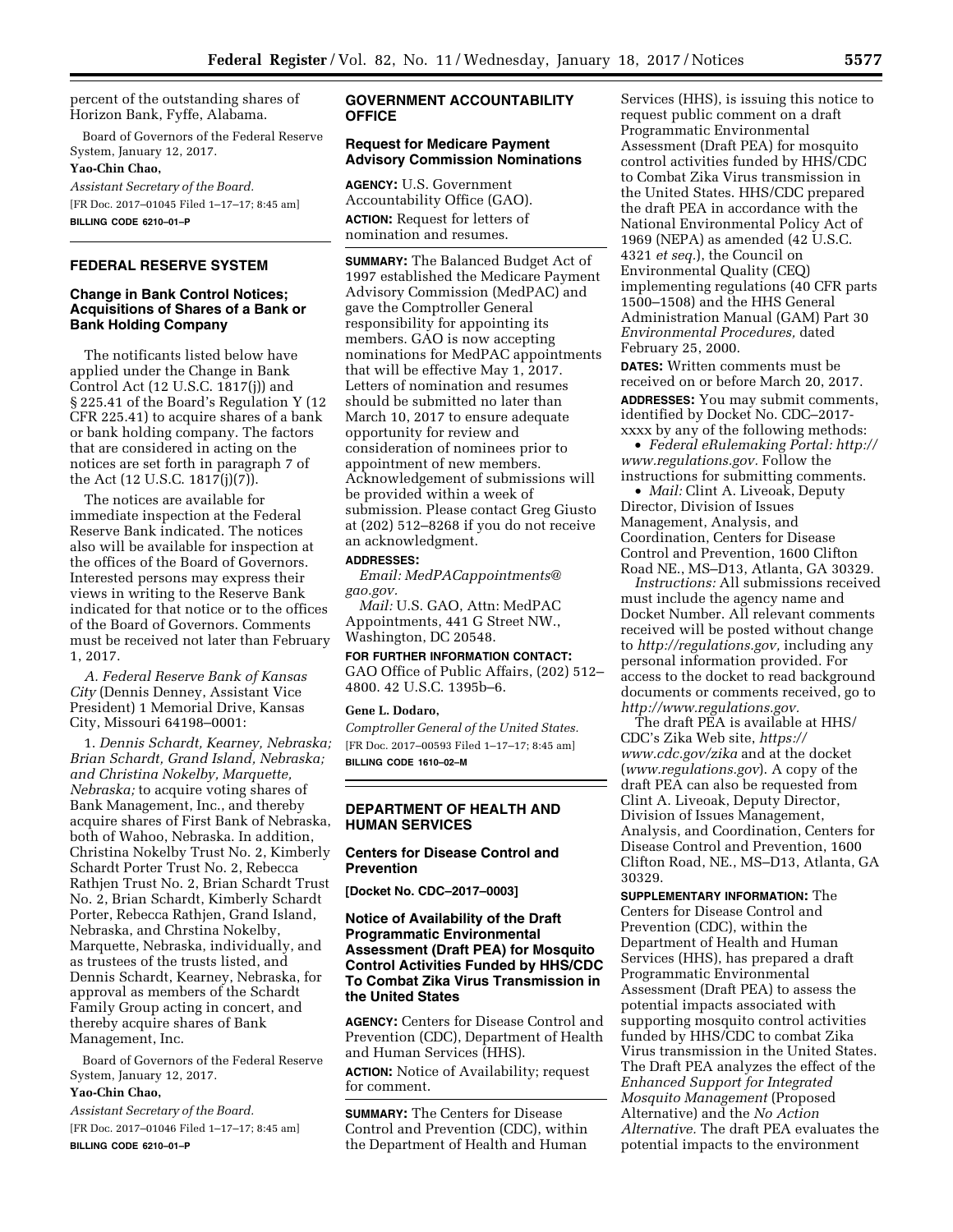percent of the outstanding shares of Horizon Bank, Fyffe, Alabama.

Board of Governors of the Federal Reserve System, January 12, 2017.

**Yao-Chin Chao,**

*Assistant Secretary of the Board.*

[FR Doc. 2017–01045 Filed 1–17–17; 8:45 am]

**BILLING CODE 6210–01–P**

## FEDERAL RESERVE SYSTEM

### Change in Bank Control Notices; Acquisitions of Shares of a Bank or Bank Holding Company

The notificants listed below have applied under the Change in Bank Control Act (12 U.S.C. 1817(j)) and § 225.41 of the Board's Regulation Y (12 CFR 225.41) to acquire shares of a bank or bank holding company. The factors that are considered in acting on the notices are set forth in paragraph 7 of the Act (12 U.S.C. 1817(j)(7)).

The notices are available for immediate inspection at the Federal Reserve Bank indicated. The notices also will be available for inspection at the offices of the Board of Governors. Interested persons may express their views in writing to the Reserve Bank indicated for that notice or to the offices of the Board of Governors. Comments must be received not later than February 1, 2017.

*A. Federal Reserve Bank of Kansas City* (Dennis Denney, Assistant Vice President) 1 Memorial Drive, Kansas City, Missouri 64198–0001:

1. *Dennis Schardt, Kearney, Nebraska; Brian Schardt, Grand Island, Nebraska; and Christina Nokelby, Marquette, Nebraska;* to acquire voting shares of Bank Management, Inc., and thereby acquire shares of First Bank of Nebraska, both of Wahoo, Nebraska. In addition, Christina Nokelby Trust No. 2, Kimberly Schardt Porter Trust No. 2, Rebecca Rathjen Trust No. 2, Brian Schardt Trust No. 2, Brian Schardt, Kimberly Schardt Porter, Rebecca Rathjen, Grand Island, Nebraska, and Chrstina Nokelby, Marquette, Nebraska, individually, and as trustees of the trusts listed, and Dennis Schardt, Kearney, Nebraska, for approval as members of the Schardt Family Group acting in concert, and thereby acquire shares of Bank Management, Inc.

Board of Governors of the Federal Reserve System, January 12, 2017.

**Yao-Chin Chao,**

*Assistant Secretary of the Board.*

[FR Doc. 2017–01046 Filed 1–17–17; 8:45 am]

**BILLING CODE 6210–01–P**

## GOVERNMENT ACCOUNTABILITY OFFICE

### Request for Medicare Payment Advisory Commission Nominations

**AGENCY:** U.S. Government Accountability Office (GAO).

**ACTION:** Request for letters of nomination and resumes.

**SUMMARY:** The Balanced Budget Act of 1997 established the Medicare Payment Advisory Commission (MedPAC) and gave the Comptroller General responsibility for appointing its members. GAO is now accepting nominations for MedPAC appointments that will be effective May 1, 2017. Letters of nomination and resumes should be submitted no later than March 10, 2017 to ensure adequate opportunity for review and consideration of nominees prior to appointment of new members. Acknowledgement of submissions will be provided within a week of submission. Please contact Greg Giusto at (202) 512–8268 if you do not receive an acknowledgment.

**ADDRESSES:**

*Email: MedPACappointments@gao.gov.*

*Mail:* U.S. GAO, Attn: MedPAC Appointments, 441 G Street NW., Washington, DC 20548.

**FOR FURTHER INFORMATION CONTACT:** GAO Office of Public Affairs, (202) 512–4800. 42 U.S.C. 1395b–6.

**Gene L. Dodaro,**

*Comptroller General of the United States.*

[FR Doc. 2017–00593 Filed 1–17–17; 8:45 am]

**BILLING CODE 1610–02–M**

## DEPARTMENT OF HEALTH AND HUMAN SERVICES

### Centers for Disease Control and Prevention

**[Docket No. CDC–2017–0003]**

### Notice of Availability of the Draft Programmatic Environmental Assessment (Draft PEA) for Mosquito Control Activities Funded by HHS/CDC To Combat Zika Virus Transmission in the United States

**AGENCY:** Centers for Disease Control and Prevention (CDC), Department of Health and Human Services (HHS).

**ACTION:** Notice of Availability; request for comment.

**SUMMARY:** The Centers for Disease Control and Prevention (CDC), within the Department of Health and Human Services (HHS), is issuing this notice to request public comment on a draft Programmatic Environmental Assessment (Draft PEA) for mosquito control activities funded by HHS/CDC to Combat Zika Virus transmission in the United States. HHS/CDC prepared the draft PEA in accordance with the National Environmental Policy Act of 1969 (NEPA) as amended (42 U.S.C. 4321 *et seq.*), the Council on Environmental Quality (CEQ) implementing regulations (40 CFR parts 1500–1508) and the HHS General Administration Manual (GAM) Part 30 *Environmental Procedures,* dated February 25, 2000.

**DATES:** Written comments must be received on or before March 20, 2017.

**ADDRESSES:** You may submit comments, identified by Docket No. CDC–2017-xxxx by any of the following methods:

- *Federal eRulemaking Portal: http://www.regulations.gov.* Follow the instructions for submitting comments.
- *Mail:* Clint A. Liveoak, Deputy Director, Division of Issues Management, Analysis, and Coordination, Centers for Disease Control and Prevention, 1600 Clifton Road NE., MS–D13, Atlanta, GA 30329.

*Instructions:* All submissions received must include the agency name and Docket Number. All relevant comments received will be posted without change to *http://regulations.gov,* including any personal information provided. For access to the docket to read background documents or comments received, go to *http://www.regulations.gov.*

The draft PEA is available at HHS/CDC's Zika Web site, *https://www.cdc.gov/zika* and at the docket (*www.regulations.gov*). A copy of the draft PEA can also be requested from Clint A. Liveoak, Deputy Director, Division of Issues Management, Analysis, and Coordination, Centers for Disease Control and Prevention, 1600 Clifton Road, NE., MS–D13, Atlanta, GA 30329.

**SUPPLEMENTARY INFORMATION:** The Centers for Disease Control and Prevention (CDC), within the Department of Health and Human Services (HHS), has prepared a draft Programmatic Environmental Assessment (Draft PEA) to assess the potential impacts associated with supporting mosquito control activities funded by HHS/CDC to combat Zika Virus transmission in the United States. The Draft PEA analyzes the effect of the *Enhanced Support for Integrated Mosquito Management* (Proposed Alternative) and the *No Action Alternative.* The draft PEA evaluates the potential impacts to the environment